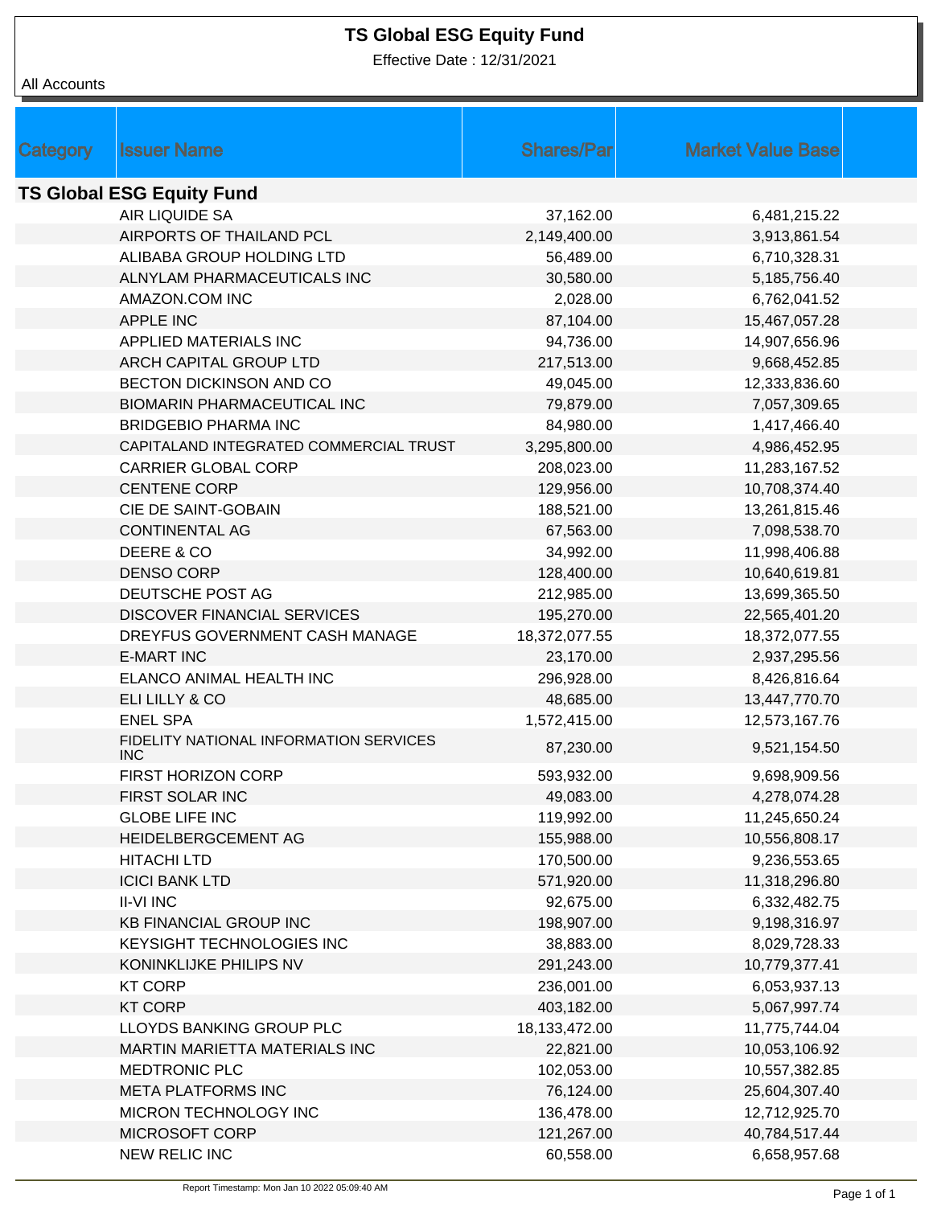# TS Global ESG Equity Fund

Effective Date : 12/31/2021

All Accounts

| Category | Issuer Name | Shares/Par | Market Value Base |
|---|---|---|---|
| **TS Global ESG Equity Fund** | | | |
| | AIR LIQUIDE SA | 37,162.00 | 6,481,215.22 |
| | AIRPORTS OF THAILAND PCL | 2,149,400.00 | 3,913,861.54 |
| | ALIBABA GROUP HOLDING LTD | 56,489.00 | 6,710,328.31 |
| | ALNYLAM PHARMACEUTICALS INC | 30,580.00 | 5,185,756.40 |
| | AMAZON.COM INC | 2,028.00 | 6,762,041.52 |
| | APPLE INC | 87,104.00 | 15,467,057.28 |
| | APPLIED MATERIALS INC | 94,736.00 | 14,907,656.96 |
| | ARCH CAPITAL GROUP LTD | 217,513.00 | 9,668,452.85 |
| | BECTON DICKINSON AND CO | 49,045.00 | 12,333,836.60 |
| | BIOMARIN PHARMACEUTICAL INC | 79,879.00 | 7,057,309.65 |
| | BRIDGEBIO PHARMA INC | 84,980.00 | 1,417,466.40 |
| | CAPITALAND INTEGRATED COMMERCIAL TRUST | 3,295,800.00 | 4,986,452.95 |
| | CARRIER GLOBAL CORP | 208,023.00 | 11,283,167.52 |
| | CENTENE CORP | 129,956.00 | 10,708,374.40 |
| | CIE DE SAINT-GOBAIN | 188,521.00 | 13,261,815.46 |
| | CONTINENTAL AG | 67,563.00 | 7,098,538.70 |
| | DEERE & CO | 34,992.00 | 11,998,406.88 |
| | DENSO CORP | 128,400.00 | 10,640,619.81 |
| | DEUTSCHE POST AG | 212,985.00 | 13,699,365.50 |
| | DISCOVER FINANCIAL SERVICES | 195,270.00 | 22,565,401.20 |
| | DREYFUS GOVERNMENT CASH MANAGE | 18,372,077.55 | 18,372,077.55 |
| | E-MART INC | 23,170.00 | 2,937,295.56 |
| | ELANCO ANIMAL HEALTH INC | 296,928.00 | 8,426,816.64 |
| | ELI LILLY & CO | 48,685.00 | 13,447,770.70 |
| | ENEL SPA | 1,572,415.00 | 12,573,167.76 |
| | FIDELITY NATIONAL INFORMATION SERVICES INC | 87,230.00 | 9,521,154.50 |
| | FIRST HORIZON CORP | 593,932.00 | 9,698,909.56 |
| | FIRST SOLAR INC | 49,083.00 | 4,278,074.28 |
| | GLOBE LIFE INC | 119,992.00 | 11,245,650.24 |
| | HEIDELBERGCEMENT AG | 155,988.00 | 10,556,808.17 |
| | HITACHI LTD | 170,500.00 | 9,236,553.65 |
| | ICICI BANK LTD | 571,920.00 | 11,318,296.80 |
| | II-VI INC | 92,675.00 | 6,332,482.75 |
| | KB FINANCIAL GROUP INC | 198,907.00 | 9,198,316.97 |
| | KEYSIGHT TECHNOLOGIES INC | 38,883.00 | 8,029,728.33 |
| | KONINKLIJKE PHILIPS NV | 291,243.00 | 10,779,377.41 |
| | KT CORP | 236,001.00 | 6,053,937.13 |
| | KT CORP | 403,182.00 | 5,067,997.74 |
| | LLOYDS BANKING GROUP PLC | 18,133,472.00 | 11,775,744.04 |
| | MARTIN MARIETTA MATERIALS INC | 22,821.00 | 10,053,106.92 |
| | MEDTRONIC PLC | 102,053.00 | 10,557,382.85 |
| | META PLATFORMS INC | 76,124.00 | 25,604,307.40 |
| | MICRON TECHNOLOGY INC | 136,478.00 | 12,712,925.70 |
| | MICROSOFT CORP | 121,267.00 | 40,784,517.44 |
| | NEW RELIC INC | 60,558.00 | 6,658,957.68 |

Report Timestamp: Mon Jan 10 2022 05:09:40 AM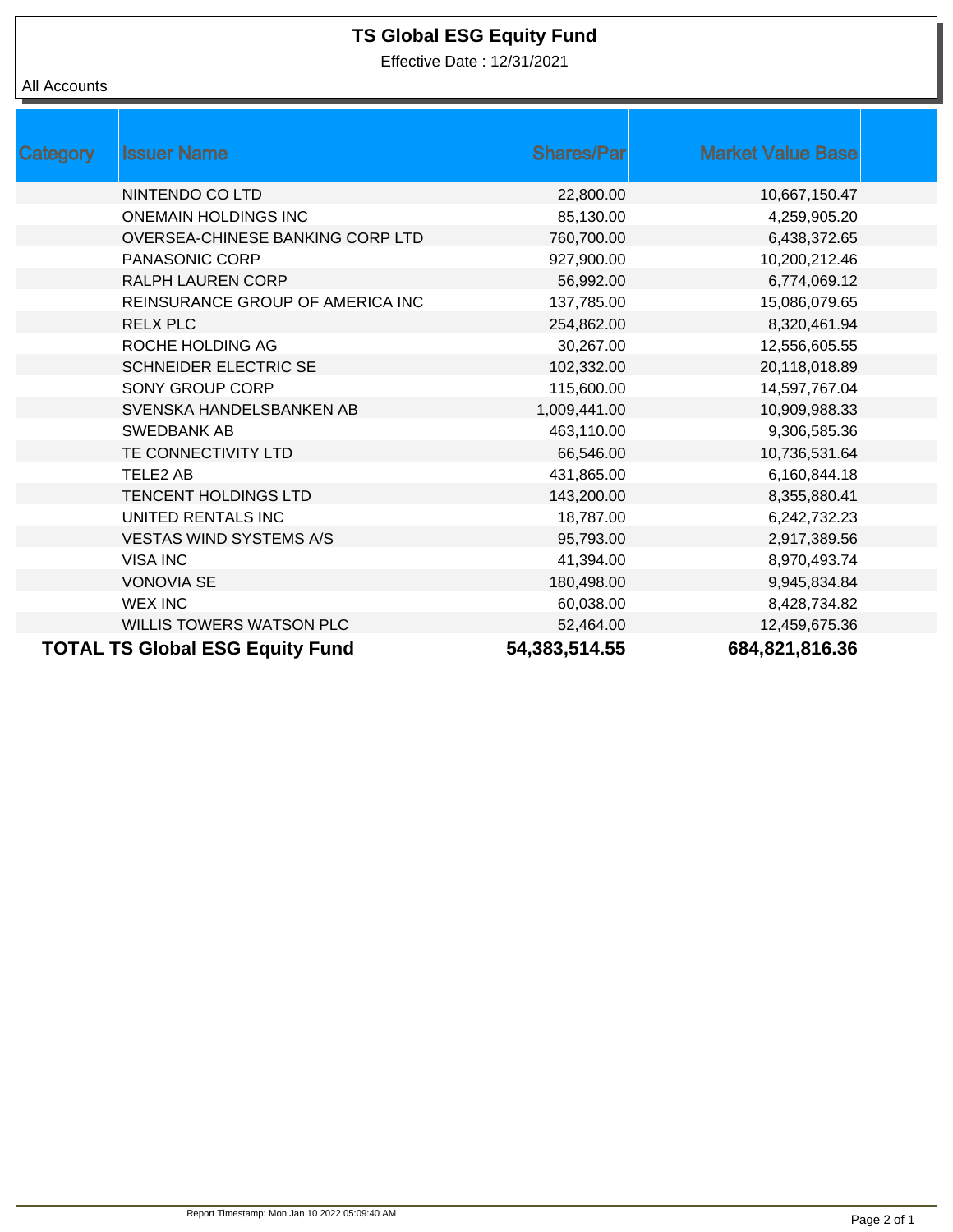# TS Global ESG Equity Fund

Effective Date : 12/31/2021

All Accounts

| Category | Issuer Name | Shares/Par | Market Value Base |
|---|---|---|---|
| | NINTENDO CO LTD | 22,800.00 | 10,667,150.47 |
| | ONEMAIN HOLDINGS INC | 85,130.00 | 4,259,905.20 |
| | OVERSEA-CHINESE BANKING CORP LTD | 760,700.00 | 6,438,372.65 |
| | PANASONIC CORP | 927,900.00 | 10,200,212.46 |
| | RALPH LAUREN CORP | 56,992.00 | 6,774,069.12 |
| | REINSURANCE GROUP OF AMERICA INC | 137,785.00 | 15,086,079.65 |
| | RELX PLC | 254,862.00 | 8,320,461.94 |
| | ROCHE HOLDING AG | 30,267.00 | 12,556,605.55 |
| | SCHNEIDER ELECTRIC SE | 102,332.00 | 20,118,018.89 |
| | SONY GROUP CORP | 115,600.00 | 14,597,767.04 |
| | SVENSKA HANDELSBANKEN AB | 1,009,441.00 | 10,909,988.33 |
| | SWEDBANK AB | 463,110.00 | 9,306,585.36 |
| | TE CONNECTIVITY LTD | 66,546.00 | 10,736,531.64 |
| | TELE2 AB | 431,865.00 | 6,160,844.18 |
| | TENCENT HOLDINGS LTD | 143,200.00 | 8,355,880.41 |
| | UNITED RENTALS INC | 18,787.00 | 6,242,732.23 |
| | VESTAS WIND SYSTEMS A/S | 95,793.00 | 2,917,389.56 |
| | VISA INC | 41,394.00 | 8,970,493.74 |
| | VONOVIA SE | 180,498.00 | 9,945,834.84 |
| | WEX INC | 60,038.00 | 8,428,734.82 |
| | WILLIS TOWERS WATSON PLC | 52,464.00 | 12,459,675.36 |
| **TOTAL TS Global ESG Equity Fund** | | **54,383,514.55** | **684,821,816.36** |

Report Timestamp: Mon Jan 10 2022 05:09:40 AM